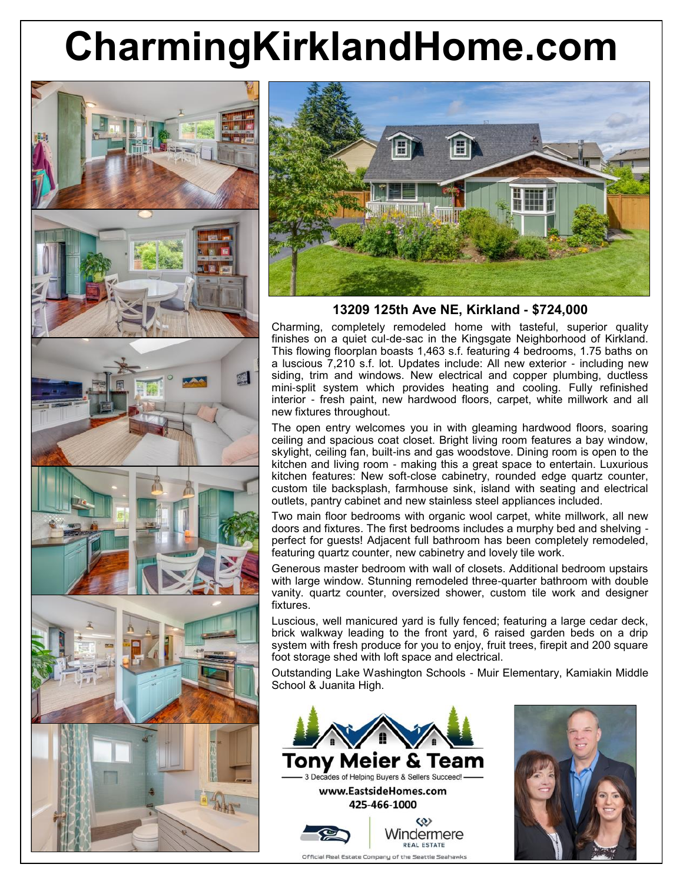# CharmingKirklandHome.com

## 13209 125th Ave NE, Kirkland - $724,000

Charming, completely remodeled home with tasteful, superior quality finishes on a quiet cul-de-sac in the Kingsgate Neighborhood of Kirkland. This flowing floorplan boasts 1,463 s.f. featuring 4 bedrooms, 1.75 baths on a luscious 7,210 s.f. lot. Updates include: All new exterior - including new siding, trim and windows. New electrical and copper plumbing, ductless mini-split system which provides heating and cooling. Fully refinished interior - fresh paint, new hardwood floors, carpet, white millwork and all new fixtures throughout.

The open entry welcomes you in with gleaming hardwood floors, soaring ceiling and spacious coat closet. Bright living room features a bay window, skylight, ceiling fan, built-ins and gas woodstove. Dining room is open to the kitchen and living room - making this a great space to entertain. Luxurious kitchen features: New soft-close cabinetry, rounded edge quartz counter, custom tile backsplash, farmhouse sink, island with seating and electrical outlets, pantry cabinet and new stainless steel appliances included.

Two main floor bedrooms with organic wool carpet, white millwork, all new doors and fixtures. The first bedrooms includes a murphy bed and shelving - perfect for guests! Adjacent full bathroom has been completely remodeled, featuring quartz counter, new cabinetry and lovely tile work.

Generous master bedroom with wall of closets. Additional bedroom upstairs with large window. Stunning remodeled three-quarter bathroom with double vanity. quartz counter, oversized shower, custom tile work and designer fixtures.

Luscious, well manicured yard is fully fenced; featuring a large cedar deck, brick walkway leading to the front yard, 6 raised garden beds on a drip system with fresh produce for you to enjoy, fruit trees, firepit and 200 square foot storage shed with loft space and electrical.

Outstanding Lake Washington Schools - Muir Elementary, Kamiakin Middle School & Juanita High.

**Tony Meier & Team**

3 Decades of Helping Buyers & Sellers Succeed!

www.EastsideHomes.com

425-466-1000

Windermere REAL ESTATE

Official Real Estate Company of the Seattle Seahawks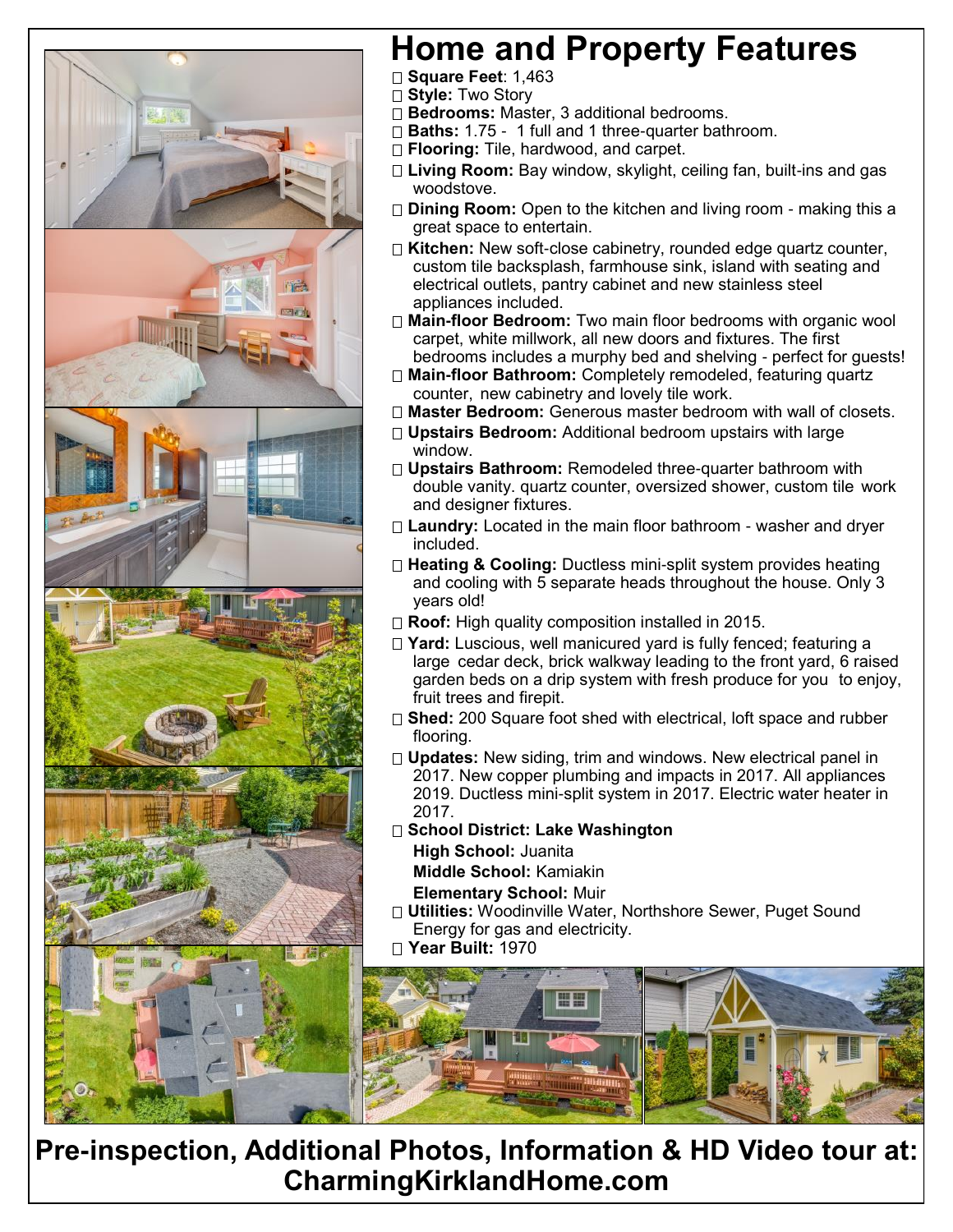# Home and Property Features

- **Square Feet**: 1,463
- **Style:** Two Story
- **Bedrooms:** Master, 3 additional bedrooms.
- **Baths:** 1.75 - 1 full and 1 three-quarter bathroom.
- **Flooring:** Tile, hardwood, and carpet.
- **Living Room:** Bay window, skylight, ceiling fan, built-ins and gas woodstove.
- **Dining Room:** Open to the kitchen and living room - making this a great space to entertain.
- **Kitchen:** New soft-close cabinetry, rounded edge quartz counter, custom tile backsplash, farmhouse sink, island with seating and electrical outlets, pantry cabinet and new stainless steel appliances included.
- **Main-floor Bedroom:** Two main floor bedrooms with organic wool carpet, white millwork, all new doors and fixtures. The first bedrooms includes a murphy bed and shelving - perfect for guests!
- **Main-floor Bathroom:** Completely remodeled, featuring quartz counter, new cabinetry and lovely tile work.
- **Master Bedroom:** Generous master bedroom with wall of closets.
- **Upstairs Bedroom:** Additional bedroom upstairs with large window.
- **Upstairs Bathroom:** Remodeled three-quarter bathroom with double vanity. quartz counter, oversized shower, custom tile work and designer fixtures.
- **Laundry:** Located in the main floor bathroom - washer and dryer included.
- **Heating & Cooling:** Ductless mini-split system provides heating and cooling with 5 separate heads throughout the house. Only 3 years old!
- **Roof:** High quality composition installed in 2015.
- **Yard:** Luscious, well manicured yard is fully fenced; featuring a large cedar deck, brick walkway leading to the front yard, 6 raised garden beds on a drip system with fresh produce for you to enjoy, fruit trees and firepit.
- **Shed:** 200 Square foot shed with electrical, loft space and rubber flooring.
- **Updates:** New siding, trim and windows. New electrical panel in 2017. New copper plumbing and impacts in 2017. All appliances 2019. Ductless mini-split system in 2017. Electric water heater in 2017.
- **School District: Lake Washington**
  **High School:** Juanita
  **Middle School:** Kamiakin
  **Elementary School:** Muir
- **Utilities:** Woodinville Water, Northshore Sewer, Puget Sound Energy for gas and electricity.
- **Year Built:** 1970

**Pre-inspection, Additional Photos, Information & HD Video tour at: CharmingKirklandHome.com**